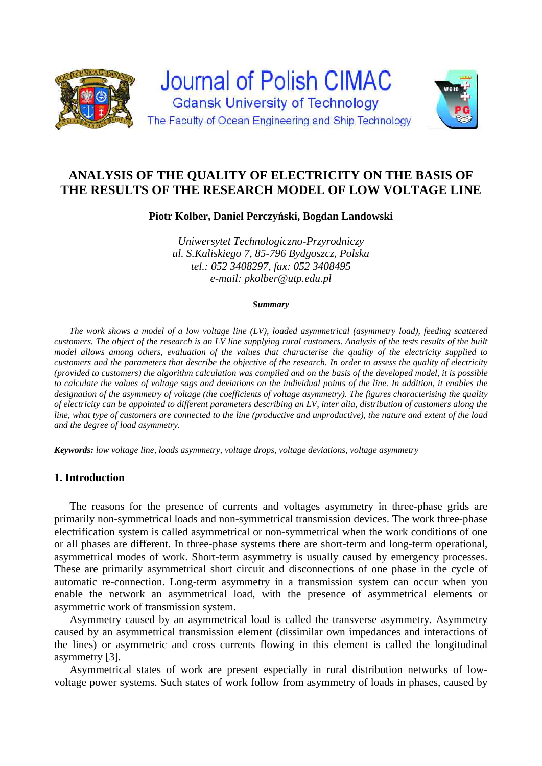# Journal of Polish CIMAC

Gdansk University of Technology

The Faculty of Ocean Engineering and Ship Technology

## ANALYSIS OF THE QUALITY OF ELECTRICITY ON THE BASIS OF THE RESULTS OF THE RESEARCH MODEL OF LOW VOLTAGE LINE

**Piotr Kolber, Daniel Perczyński, Bogdan Landowski**

*Uniwersytet Technologiczno-Przyrodniczy*
*ul. S.Kaliskiego 7, 85-796 Bydgoszcz, Polska*
*tel.: 052 3408297, fax: 052 3408495*
*e-mail: pkolber@utp.edu.pl*

***Summary***

*The work shows a model of a low voltage line (LV), loaded asymmetrical (asymmetry load), feeding scattered customers. The object of the research is an LV line supplying rural customers. Analysis of the tests results of the built model allows among others, evaluation of the values that characterise the quality of the electricity supplied to customers and the parameters that describe the objective of the research. In order to assess the quality of electricity (provided to customers) the algorithm calculation was compiled and on the basis of the developed model, it is possible to calculate the values of voltage sags and deviations on the individual points of the line. In addition, it enables the designation of the asymmetry of voltage (the coefficients of voltage asymmetry). The figures characterising the quality of electricity can be appointed to different parameters describing an LV, inter alia, distribution of customers along the line, what type of customers are connected to the line (productive and unproductive), the nature and extent of the load and the degree of load asymmetry.*

***Keywords:*** *low voltage line, loads asymmetry, voltage drops, voltage deviations, voltage asymmetry*

### 1. Introduction

The reasons for the presence of currents and voltages asymmetry in three-phase grids are primarily non-symmetrical loads and non-symmetrical transmission devices. The work three-phase electrification system is called asymmetrical or non-symmetrical when the work conditions of one or all phases are different. In three-phase systems there are short-term and long-term operational, asymmetrical modes of work. Short-term asymmetry is usually caused by emergency processes. These are primarily asymmetrical short circuit and disconnections of one phase in the cycle of automatic re-connection. Long-term asymmetry in a transmission system can occur when you enable the network an asymmetrical load, with the presence of asymmetrical elements or asymmetric work of transmission system.

Asymmetry caused by an asymmetrical load is called the transverse asymmetry. Asymmetry caused by an asymmetrical transmission element (dissimilar own impedances and interactions of the lines) or asymmetric and cross currents flowing in this element is called the longitudinal asymmetry [3].

Asymmetrical states of work are present especially in rural distribution networks of low-voltage power systems. Such states of work follow from asymmetry of loads in phases, caused by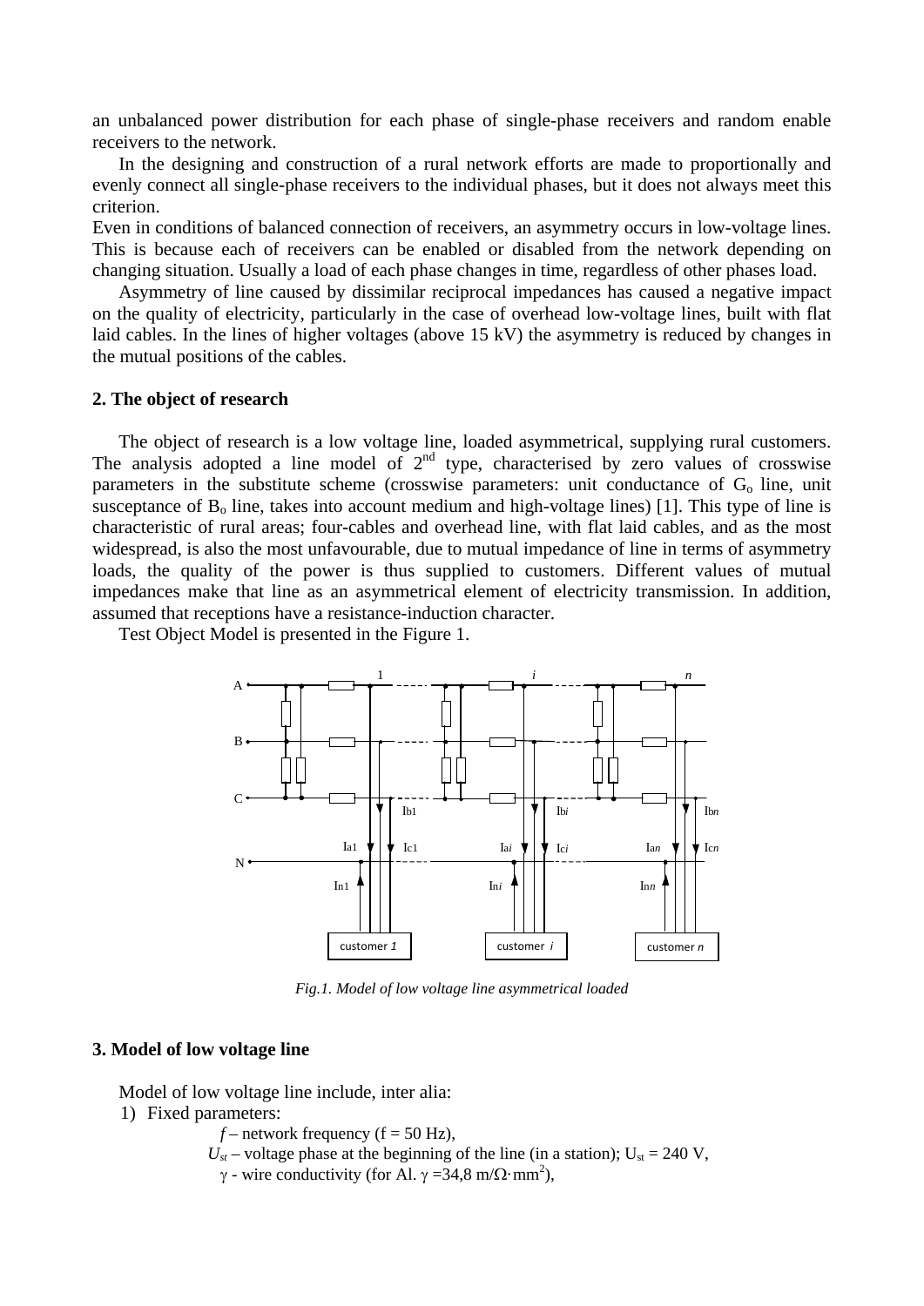an unbalanced power distribution for each phase of single-phase receivers and random enable receivers to the network.

In the designing and construction of a rural network efforts are made to proportionally and evenly connect all single-phase receivers to the individual phases, but it does not always meet this criterion.

Even in conditions of balanced connection of receivers, an asymmetry occurs in low-voltage lines. This is because each of receivers can be enabled or disabled from the network depending on changing situation. Usually a load of each phase changes in time, regardless of other phases load.

Asymmetry of line caused by dissimilar reciprocal impedances has caused a negative impact on the quality of electricity, particularly in the case of overhead low-voltage lines, built with flat laid cables. In the lines of higher voltages (above 15 kV) the asymmetry is reduced by changes in the mutual positions of the cables.

## 2. The object of research

The object of research is a low voltage line, loaded asymmetrical, supplying rural customers. The analysis adopted a line model of 2nd type, characterised by zero values of crosswise parameters in the substitute scheme (crosswise parameters: unit conductance of $G_o$ line, unit susceptance of $B_o$ line, takes into account medium and high-voltage lines) [1]. This type of line is characteristic of rural areas; four-cables and overhead line, with flat laid cables, and as the most widespread, is also the most unfavourable, due to mutual impedance of line in terms of asymmetry loads, the quality of the power is thus supplied to customers. Different values of mutual impedances make that line as an asymmetrical element of electricity transmission. In addition, assumed that receptions have a resistance-induction character.

Test Object Model is presented in the Figure 1.

*Fig.1. Model of low voltage line asymmetrical loaded*

## 3. Model of low voltage line

Model of low voltage line include, inter alia:

1) Fixed parameters:

   $f$ – network frequency (f = 50 Hz),

   $U_{st}$ – voltage phase at the beginning of the line (in a station); $U_{st}$ = 240 V,

   $\gamma$ - wire conductivity (for Al. $\gamma$ =34,8 m/$\Omega \cdot$mm$^2$),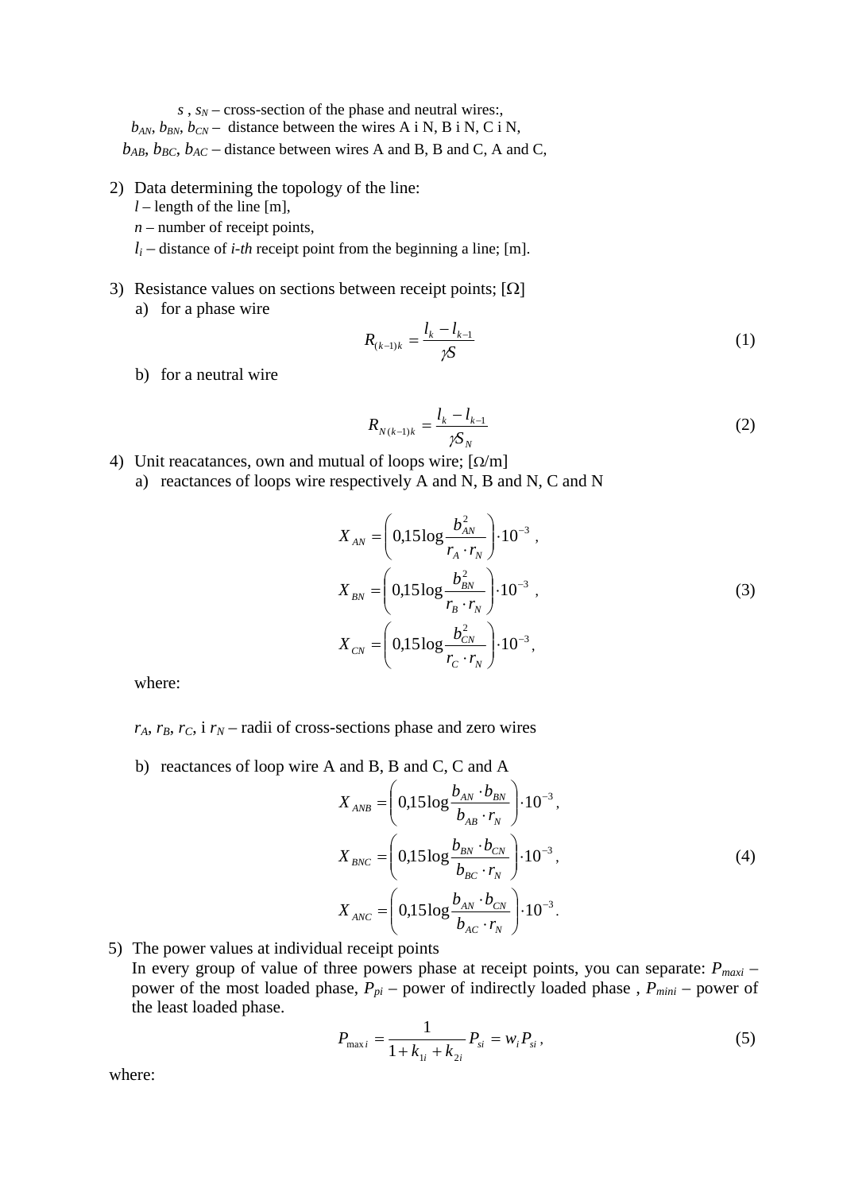$s$ , $s_N$ – cross-section of the phase and neutral wires:,
$b_{AN}$, $b_{BN}$, $b_{CN}$ – distance between the wires A i N, B i N, C i N,
$b_{AB}$, $b_{BC}$, $b_{AC}$ – distance between wires A and B, B and C, A and C,

2) Data determining the topology of the line:
   $l$ – length of the line [m],
   $n$ – number of receipt points,
   $l_i$ – distance of *i-th* receipt point from the beginning a line; [m].

3) Resistance values on sections between receipt points; [Ω]
   a) for a phase wire

$$R_{(k-1)k} = \frac{l_k - l_{k-1}}{\gamma S} \tag{1}$$

   b) for a neutral wire

$$R_{N(k-1)k} = \frac{l_k - l_{k-1}}{\gamma S_N} \tag{2}$$

4) Unit reacatances, own and mutual of loops wire; [Ω/m]
   a) reactances of loops wire respectively A and N, B and N, C and N

$$\begin{aligned} X_{AN} &= \left(0{,}15\log\frac{b_{AN}^2}{r_A \cdot r_N}\right)\cdot 10^{-3}\ , \\ X_{BN} &= \left(0{,}15\log\frac{b_{BN}^2}{r_B \cdot r_N}\right)\cdot 10^{-3}\ , \\ X_{CN} &= \left(0{,}15\log\frac{b_{CN}^2}{r_C \cdot r_N}\right)\cdot 10^{-3}, \end{aligned} \tag{3}$$

   where:

   $r_A$, $r_B$, $r_C$, i $r_N$ – radii of cross-sections phase and zero wires

   b) reactances of loop wire A and B, B and C, C and A

$$\begin{aligned} X_{ANB} &= \left(0{,}15\log\frac{b_{AN} \cdot b_{BN}}{b_{AB} \cdot r_N}\right)\cdot 10^{-3}, \\ X_{BNC} &= \left(0{,}15\log\frac{b_{BN} \cdot b_{CN}}{b_{BC} \cdot r_N}\right)\cdot 10^{-3}, \\ X_{ANC} &= \left(0{,}15\log\frac{b_{AN} \cdot b_{CN}}{b_{AC} \cdot r_N}\right)\cdot 10^{-3}. \end{aligned} \tag{4}$$

5) The power values at individual receipt points
   In every group of value of three powers phase at receipt points, you can separate: $P_{maxi}$ – power of the most loaded phase, $P_{pi}$ – power of indirectly loaded phase , $P_{mini}$ – power of the least loaded phase.

$$P_{\max i} = \frac{1}{1 + k_{1i} + k_{2i}} P_{si} = w_i P_{si}\,, \tag{5}$$

where: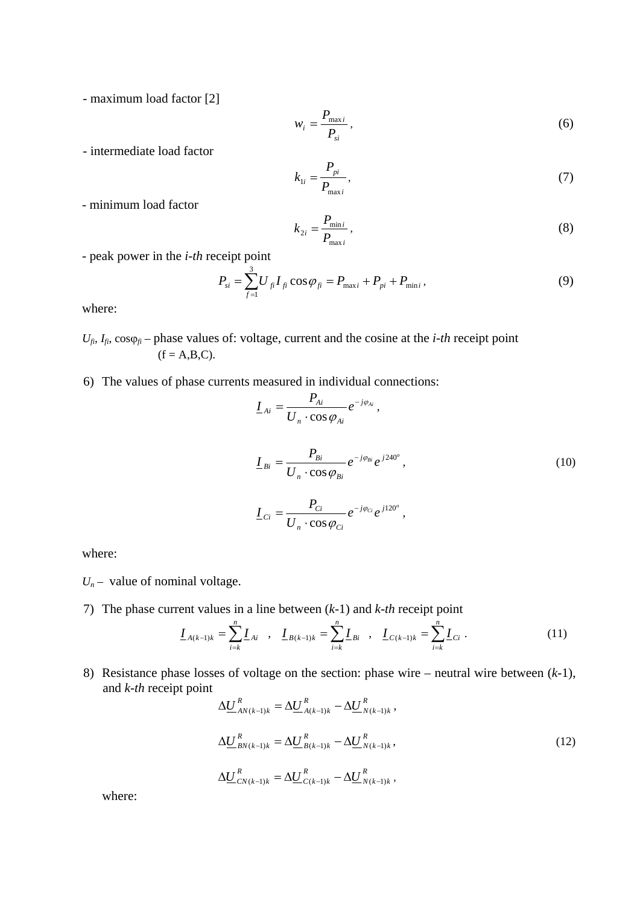- maximum load factor [2]

$$w_i = \frac{P_{\max i}}{P_{si}}, \tag{6}$$

- intermediate load factor

$$k_{1i} = \frac{P_{pi}}{P_{\max i}}, \tag{7}$$

- minimum load factor

$$k_{2i} = \frac{P_{\min i}}{P_{\max i}}, \tag{8}$$

- peak power in the *i-th* receipt point

$$P_{si} = \sum_{f=1}^{3} U_{fi} I_{fi} \cos\varphi_{fi} = P_{\max i} + P_{pi} + P_{\min i}, \tag{9}$$

where:

$U_{fi}$, $I_{fi}$, $\cos\varphi_{fi}$ – phase values of: voltage, current and the cosine at the *i-th* receipt point (f = A,B,C).

6) The values of phase currents measured in individual connections:

$$\underline{I}_{Ai} = \frac{P_{Ai}}{U_n \cdot \cos\varphi_{Ai}} e^{-j\varphi_{Ai}},$$

$$\underline{I}_{Bi} = \frac{P_{Bi}}{U_n \cdot \cos\varphi_{Bi}} e^{-j\varphi_{Bi}} e^{j240^o}, \tag{10}$$

$$\underline{I}_{Ci} = \frac{P_{Ci}}{U_n \cdot \cos\varphi_{Ci}} e^{-j\varphi_{Ci}} e^{j120^o},$$

where:

$U_n$ – value of nominal voltage.

7) The phase current values in a line between ($k$-1) and *k-th* receipt point

$$\underline{I}_{A(k-1)k} = \sum_{i=k}^{n} \underline{I}_{Ai} \quad , \quad \underline{I}_{B(k-1)k} = \sum_{i=k}^{n} \underline{I}_{Bi} \quad , \quad \underline{I}_{C(k-1)k} = \sum_{i=k}^{n} \underline{I}_{Ci} \,. \tag{11}$$

8) Resistance phase losses of voltage on the section: phase wire – neutral wire between ($k$-1), and *k-th* receipt point

$$\Delta\underline{U}^{R}_{AN(k-1)k} = \Delta\underline{U}^{R}_{A(k-1)k} - \Delta\underline{U}^{R}_{N(k-1)k},$$

$$\Delta\underline{U}^{R}_{BN(k-1)k} = \Delta\underline{U}^{R}_{B(k-1)k} - \Delta\underline{U}^{R}_{N(k-1)k}, \tag{12}$$

$$\Delta\underline{U}^{R}_{CN(k-1)k} = \Delta\underline{U}^{R}_{C(k-1)k} - \Delta\underline{U}^{R}_{N(k-1)k},$$

where: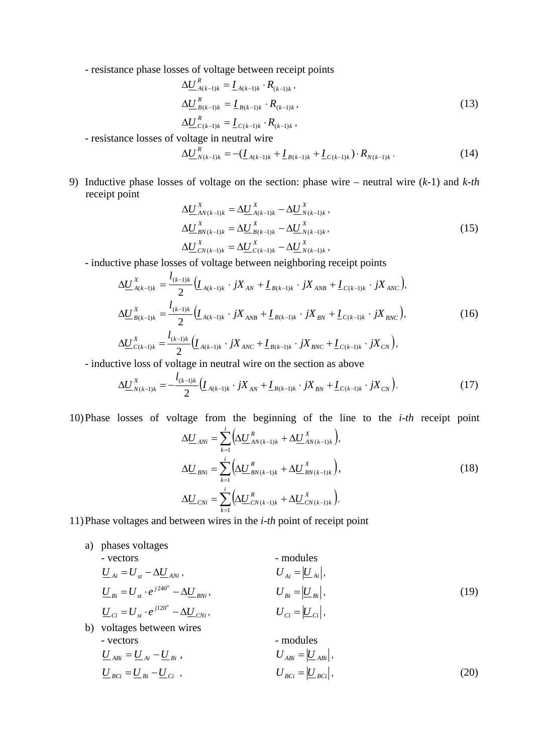- resistance phase losses of voltage between receipt points

$$\Delta\underline{U}^{R}_{A(k-1)k} = \underline{I}_{A(k-1)k} \cdot R_{(k-1)k},$$
$$\Delta\underline{U}^{R}_{B(k-1)k} = \underline{I}_{B(k-1)k} \cdot R_{(k-1)k}, \tag{13}$$
$$\Delta\underline{U}^{R}_{C(k-1)k} = \underline{I}_{C(k-1)k} \cdot R_{(k-1)k},$$

- resistance losses of voltage in neutral wire

$$\Delta\underline{U}^{R}_{N(k-1)k} = -(\underline{I}_{A(k-1)k} + \underline{I}_{B(k-1)k} + \underline{I}_{C(k-1)k}) \cdot R_{N(k-1)k}. \tag{14}$$

9) Inductive phase losses of voltage on the section: phase wire – neutral wire ($k$-1) and $k$-*th* receipt point

$$\Delta\underline{U}^{X}_{AN(k-1)k} = \Delta\underline{U}^{X}_{A(k-1)k} - \Delta\underline{U}^{X}_{N(k-1)k},$$
$$\Delta\underline{U}^{X}_{BN(k-1)k} = \Delta\underline{U}^{X}_{B(k-1)k} - \Delta\underline{U}^{X}_{N(k-1)k}, \tag{15}$$
$$\Delta\underline{U}^{X}_{CN(k-1)k} = \Delta\underline{U}^{X}_{C(k-1)k} - \Delta\underline{U}^{X}_{N(k-1)k},$$

- inductive phase losses of voltage between neighboring receipt points

$$\Delta\underline{U}^{X}_{A(k-1)k} = \frac{l_{(k-1)k}}{2}\left(\underline{I}_{A(k-1)k} \cdot jX_{AN} + \underline{I}_{B(k-1)k} \cdot jX_{ANB} + \underline{I}_{C(k-1)k} \cdot jX_{ANC}\right),$$
$$\Delta\underline{U}^{X}_{B(k-1)k} = \frac{l_{(k-1)k}}{2}\left(\underline{I}_{A(k-1)k} \cdot jX_{ANB} + \underline{I}_{B(k-1)k} \cdot jX_{BN} + \underline{I}_{C(k-1)k} \cdot jX_{BNC}\right), \tag{16}$$
$$\Delta\underline{U}^{X}_{C(k-1)k} = \frac{l_{(k-1)k}}{2}\left(\underline{I}_{A(k-1)k} \cdot jX_{ANC} + \underline{I}_{B(k-1)k} \cdot jX_{BNC} + \underline{I}_{C(k-1)k} \cdot jX_{CN}\right),$$

- inductive loss of voltage in neutral wire on the section as above

$$\Delta\underline{U}^{X}_{N(k-1)k} = -\frac{l_{(k-1)k}}{2}\left(\underline{I}_{A(k-1)k} \cdot jX_{AN} + \underline{I}_{B(k-1)k} \cdot jX_{BN} + \underline{I}_{C(k-1)k} \cdot jX_{CN}\right). \tag{17}$$

10) Phase losses of voltage from the beginning of the line to the $i$-*th* receipt point

$$\Delta\underline{U}_{ANi} = \sum_{k=1}^{i}\left(\Delta\underline{U}^{R}_{AN(k-1)k} + \Delta\underline{U}^{X}_{AN(k-1)k}\right),$$
$$\Delta\underline{U}_{BNi} = \sum_{k=1}^{i}\left(\Delta\underline{U}^{R}_{BN(k-1)k} + \Delta\underline{U}^{X}_{BN(k-1)k}\right), \tag{18}$$
$$\Delta\underline{U}_{CNi} = \sum_{k=1}^{i}\left(\Delta\underline{U}^{R}_{CN(k-1)k} + \Delta\underline{U}^{X}_{CN(k-1)k}\right).$$

11) Phase voltages and between wires in the $i$-*th* point of receipt

a) phases voltages

- vectors: $\underline{U}_{Ai} = U_{st} - \Delta\underline{U}_{ANi}$, &nbsp;&nbsp; - modules: $U_{Ai} = \left|\underline{U}_{Ai}\right|$,

$\underline{U}_{Bi} = U_{st} \cdot e^{j240^{o}} - \Delta\underline{U}_{BNi}$, &nbsp;&nbsp; $U_{Bi} = \left|\underline{U}_{Bi}\right|$, (19)

$\underline{U}_{Ci} = U_{st} \cdot e^{j120^{o}} - \Delta\underline{U}_{CNi}$, &nbsp;&nbsp; $U_{Ci} = \left|\underline{U}_{Ci}\right|$,

b) voltages between wires

- vectors: $\underline{U}_{ABi} = \underline{U}_{Ai} - \underline{U}_{Bi}$, &nbsp;&nbsp; - modules: $U_{ABi} = \left|\underline{U}_{ABi}\right|$,

$\underline{U}_{BCi} = \underline{U}_{Bi} - \underline{U}_{Ci}$, &nbsp;&nbsp; $U_{BCi} = \left|\underline{U}_{BCi}\right|$, (20)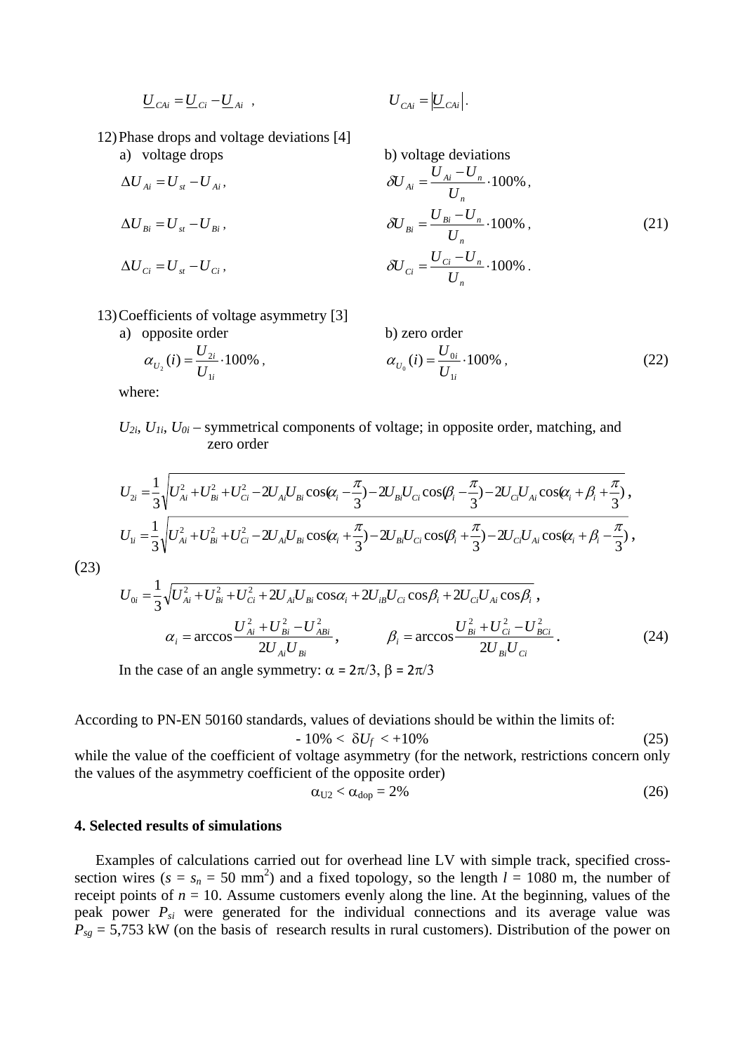$$\underline{U}_{CAi} = \underline{U}_{Ci} - \underline{U}_{Ai} \;, \qquad\qquad U_{CAi} = \left|\underline{U}_{CAi}\right| .$$

12) Phase drops and voltage deviations [4]

a) voltage drops

$$\Delta U_{Ai} = U_{st} - U_{Ai} ,$$

$$\Delta U_{Bi} = U_{st} - U_{Bi} ,$$

$$\Delta U_{Ci} = U_{st} - U_{Ci} ,$$

b) voltage deviations

$$\delta U_{Ai} = \frac{U_{Ai} - U_n}{U_n} \cdot 100\% ,$$

$$\delta U_{Bi} = \frac{U_{Bi} - U_n}{U_n} \cdot 100\% , \tag{21}$$

$$\delta U_{Ci} = \frac{U_{Ci} - U_n}{U_n} \cdot 100\% .$$

13) Coefficients of voltage asymmetry [3]

a) opposite order

$$\alpha_{U_2}(i) = \frac{U_{2i}}{U_{1i}} \cdot 100\% ,$$

b) zero order

$$\alpha_{U_0}(i) = \frac{U_{0i}}{U_{1i}} \cdot 100\% , \tag{22}$$

where:

$U_{2i}$, $U_{1i}$, $U_{0i}$ – symmetrical components of voltage; in opposite order, matching, and zero order

$$U_{2i} = \frac{1}{3}\sqrt{U_{Ai}^2 + U_{Bi}^2 + U_{Ci}^2 - 2U_{Ai}U_{Bi}\cos(\alpha_i - \frac{\pi}{3}) - 2U_{Bi}U_{Ci}\cos(\beta_i - \frac{\pi}{3}) - 2U_{Ci}U_{Ai}\cos(\alpha_i + \beta_i + \frac{\pi}{3})} ,$$

$$U_{1i} = \frac{1}{3}\sqrt{U_{Ai}^2 + U_{Bi}^2 + U_{Ci}^2 - 2U_{Ai}U_{Bi}\cos(\alpha_i + \frac{\pi}{3}) - 2U_{Bi}U_{Ci}\cos(\beta_i + \frac{\pi}{3}) - 2U_{Ci}U_{Ai}\cos(\alpha_i + \beta_i - \frac{\pi}{3})} , \tag{23}$$

$$U_{0i} = \frac{1}{3}\sqrt{U_{Ai}^2 + U_{Bi}^2 + U_{Ci}^2 + 2U_{Ai}U_{Bi}\cos\alpha_i + 2U_{iB}U_{Ci}\cos\beta_i + 2U_{Ci}U_{Ai}\cos\beta_i} ,$$

$$\alpha_i = \arccos\frac{U_{Ai}^2 + U_{Bi}^2 - U_{ABi}^2}{2U_{Ai}U_{Bi}} , \qquad \beta_i = \arccos\frac{U_{Bi}^2 + U_{Ci}^2 - U_{BCi}^2}{2U_{Bi}U_{Ci}} . \tag{24}$$

In the case of an angle symmetry: $\alpha = 2\pi/3$, $\beta = 2\pi/3$

According to PN-EN 50160 standards, values of deviations should be within the limits of:

$$-10\% < \delta U_f < +10\% \tag{25}$$

while the value of the coefficient of voltage asymmetry (for the network, restrictions concern only the values of the asymmetry coefficient of the opposite order)

$$\alpha_{U2} < \alpha_{dop} = 2\% \tag{26}$$

## 4. Selected results of simulations

Examples of calculations carried out for overhead line LV with simple track, specified cross-section wires ($s = s_n = 50$ mm$^2$) and a fixed topology, so the length $l = 1080$ m, the number of receipt points of $n = 10$. Assume customers evenly along the line. At the beginning, values of the peak power $P_{si}$ were generated for the individual connections and its average value was $P_{sg} = 5{,}753$ kW (on the basis of research results in rural customers). Distribution of the power on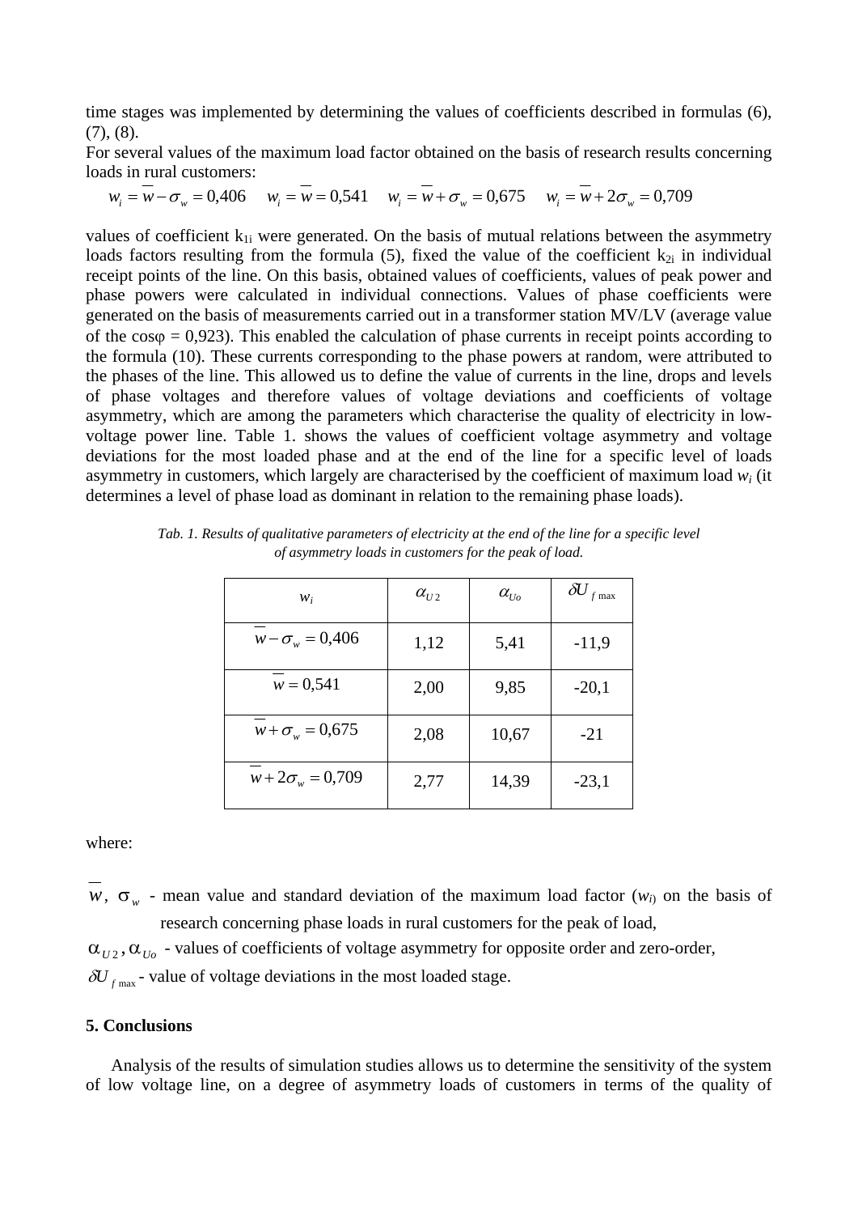time stages was implemented by determining the values of coefficients described in formulas (6), (7), (8).
For several values of the maximum load factor obtained on the basis of research results concerning loads in rural customers:

$$w_i = \overline{w} - \sigma_w = 0{,}406 \quad w_i = \overline{w} = 0{,}541 \quad w_i = \overline{w} + \sigma_w = 0{,}675 \quad w_i = \overline{w} + 2\sigma_w = 0{,}709$$

values of coefficient $k_{1i}$ were generated. On the basis of mutual relations between the asymmetry loads factors resulting from the formula (5), fixed the value of the coefficient $k_{2i}$ in individual receipt points of the line. On this basis, obtained values of coefficients, values of peak power and phase powers were calculated in individual connections. Values of phase coefficients were generated on the basis of measurements carried out in a transformer station MV/LV (average value of the cosφ = 0,923). This enabled the calculation of phase currents in receipt points according to the formula (10). These currents corresponding to the phase powers at random, were attributed to the phases of the line. This allowed us to define the value of currents in the line, drops and levels of phase voltages and therefore values of voltage deviations and coefficients of voltage asymmetry, which are among the parameters which characterise the quality of electricity in low-voltage power line. Table 1. shows the values of coefficient voltage asymmetry and voltage deviations for the most loaded phase and at the end of the line for a specific level of loads asymmetry in customers, which largely are characterised by the coefficient of maximum load $w_i$ (it determines a level of phase load as dominant in relation to the remaining phase loads).

*Tab. 1. Results of qualitative parameters of electricity at the end of the line for a specific level of asymmetry loads in customers for the peak of load.*

| $w_i$ | $\alpha_{U2}$ | $\alpha_{Uo}$ | $\delta U_{f\,\max}$ |
|---|---|---|---|
| $\overline{w} - \sigma_w = 0{,}406$ | 1,12 | 5,41 | -11,9 |
| $\overline{w} = 0{,}541$ | 2,00 | 9,85 | -20,1 |
| $\overline{w} + \sigma_w = 0{,}675$ | 2,08 | 10,67 | -21 |
| $\overline{w} + 2\sigma_w = 0{,}709$ | 2,77 | 14,39 | -23,1 |

where:

$\overline{w}$, $\sigma_w$ - mean value and standard deviation of the maximum load factor ($w_i$) on the basis of research concerning phase loads in rural customers for the peak of load,

$\alpha_{U2}, \alpha_{Uo}$ - values of coefficients of voltage asymmetry for opposite order and zero-order,

$\delta U_{f\,\max}$ - value of voltage deviations in the most loaded stage.

## 5. Conclusions

Analysis of the results of simulation studies allows us to determine the sensitivity of the system of low voltage line, on a degree of asymmetry loads of customers in terms of the quality of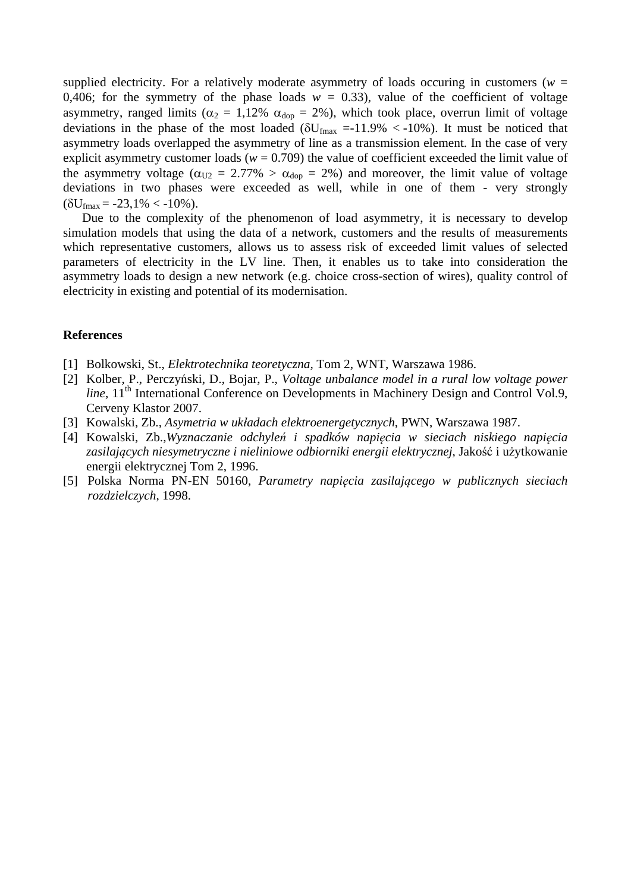supplied electricity. For a relatively moderate asymmetry of loads occuring in customers ($w$ = 0,406; for the symmetry of the phase loads $w$ = 0.33), value of the coefficient of voltage asymmetry, ranged limits ($\alpha_2$ = 1,12% $\alpha_{dop}$ = 2%), which took place, overrun limit of voltage deviations in the phase of the most loaded ($\delta U_{fmax}$ =-11.9% < -10%). It must be noticed that asymmetry loads overlapped the asymmetry of line as a transmission element. In the case of very explicit asymmetry customer loads ($w$ = 0.709) the value of coefficient exceeded the limit value of the asymmetry voltage ($\alpha_{U2}$ = 2.77% > $\alpha_{dop}$ = 2%) and moreover, the limit value of voltage deviations in two phases were exceeded as well, while in one of them - very strongly ($\delta U_{fmax}$ = -23,1% < -10%).

Due to the complexity of the phenomenon of load asymmetry, it is necessary to develop simulation models that using the data of a network, customers and the results of measurements which representative customers, allows us to assess risk of exceeded limit values of selected parameters of electricity in the LV line. Then, it enables us to take into consideration the asymmetry loads to design a new network (e.g. choice cross-section of wires), quality control of electricity in existing and potential of its modernisation.

## References

[1] Bolkowski, St., *Elektrotechnika teoretyczna*, Tom 2, WNT, Warszawa 1986.

[2] Kolber, P., Perczyński, D., Bojar, P., *Voltage unbalance model in a rural low voltage power line*, 11th International Conference on Developments in Machinery Design and Control Vol.9, Cerveny Klastor 2007.

[3] Kowalski, Zb., *Asymetria w układach elektroenergetycznych*, PWN, Warszawa 1987.

[4] Kowalski, Zb.,*Wyznaczanie odchyleń i spadków napięcia w sieciach niskiego napięcia zasilających niesymetryczne i nieliniowe odbiorniki energii elektrycznej*, Jakość i użytkowanie energii elektrycznej Tom 2, 1996.

[5] Polska Norma PN-EN 50160, *Parametry napięcia zasilającego w publicznych sieciach rozdzielczych*, 1998.